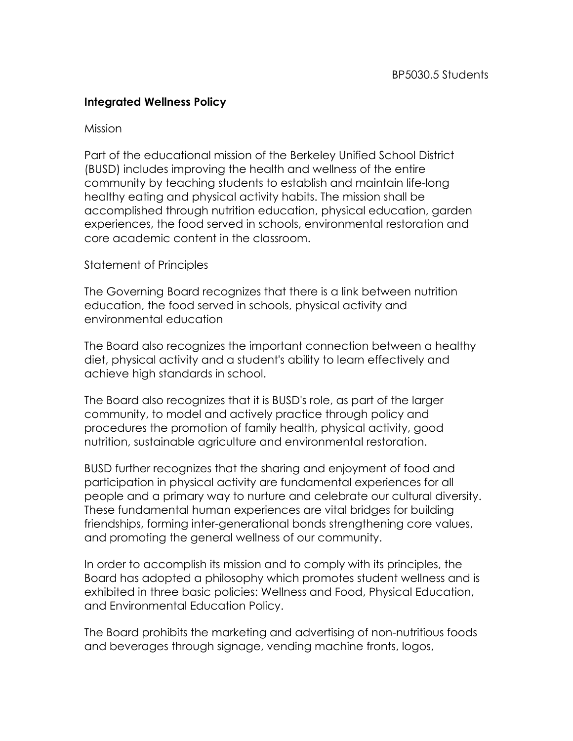BP5030.5 Students

## Integrated Wellness Policy

Mission

Part of the educational mission of the Berkeley Unified School District (BUSD) includes improving the health and wellness of the entire community by teaching students to establish and maintain life-long healthy eating and physical activity habits. The mission shall be accomplished through nutrition education, physical education, garden experiences, the food served in schools, environmental restoration and core academic content in the classroom.

Statement of Principles

The Governing Board recognizes that there is a link between nutrition education, the food served in schools, physical activity and environmental education

The Board also recognizes the important connection between a healthy diet, physical activity and a student's ability to learn effectively and achieve high standards in school.

The Board also recognizes that it is BUSD's role, as part of the larger community, to model and actively practice through policy and procedures the promotion of family health, physical activity, good nutrition, sustainable agriculture and environmental restoration.

BUSD further recognizes that the sharing and enjoyment of food and participation in physical activity are fundamental experiences for all people and a primary way to nurture and celebrate our cultural diversity. These fundamental human experiences are vital bridges for building friendships, forming inter-generational bonds strengthening core values, and promoting the general wellness of our community.

In order to accomplish its mission and to comply with its principles, the Board has adopted a philosophy which promotes student wellness and is exhibited in three basic policies: Wellness and Food, Physical Education, and Environmental Education Policy.

The Board prohibits the marketing and advertising of non-nutritious foods and beverages through signage, vending machine fronts, logos,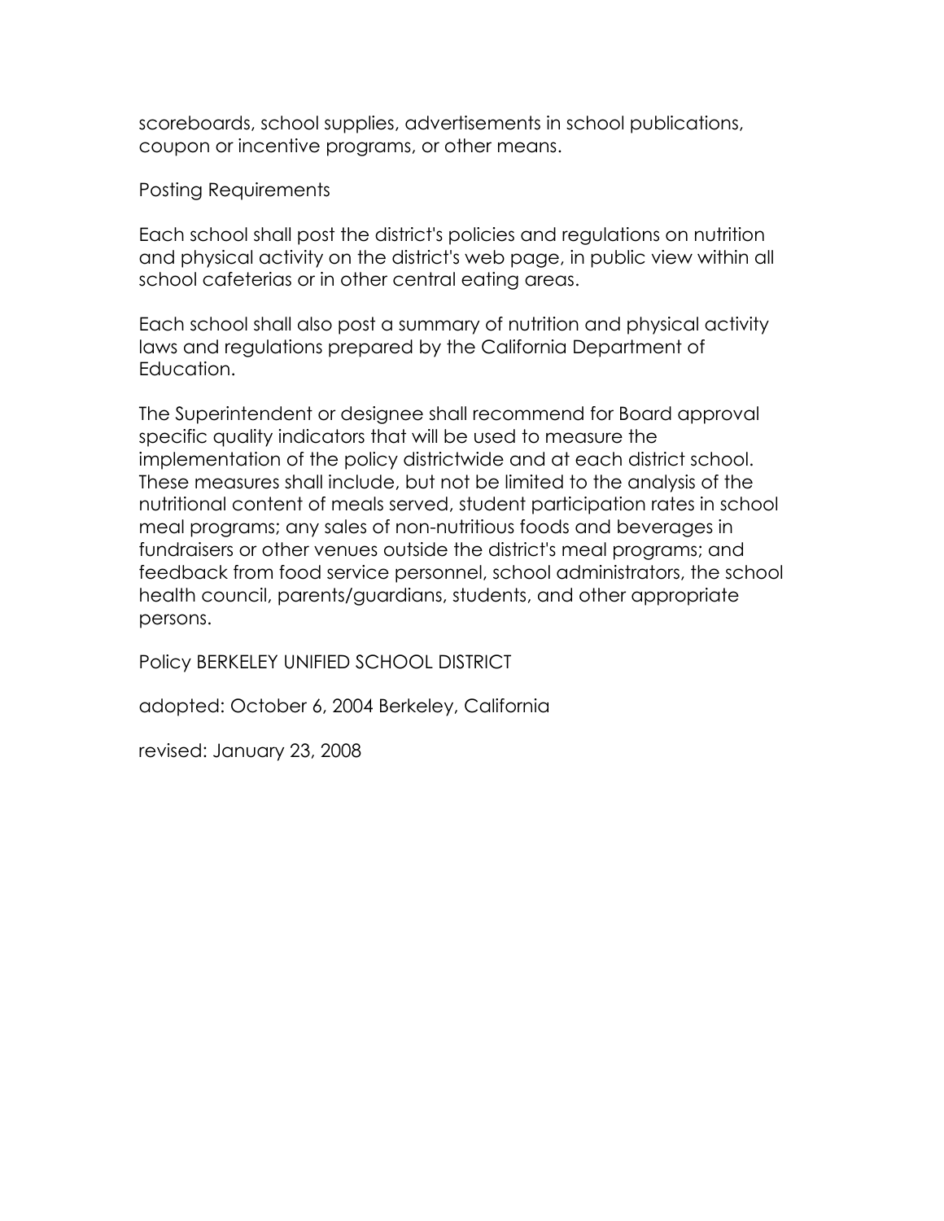scoreboards, school supplies, advertisements in school publications, coupon or incentive programs, or other means.

## Posting Requirements

Each school shall post the district's policies and regulations on nutrition and physical activity on the district's web page, in public view within all school cafeterias or in other central eating areas.

Each school shall also post a summary of nutrition and physical activity laws and regulations prepared by the California Department of Education.

The Superintendent or designee shall recommend for Board approval specific quality indicators that will be used to measure the implementation of the policy districtwide and at each district school. These measures shall include, but not be limited to the analysis of the nutritional content of meals served, student participation rates in school meal programs; any sales of non-nutritious foods and beverages in fundraisers or other venues outside the district's meal programs; and feedback from food service personnel, school administrators, the school health council, parents/guardians, students, and other appropriate persons.

Policy BERKELEY UNIFIED SCHOOL DISTRICT

adopted: October 6, 2004 Berkeley, California

revised: January 23, 2008